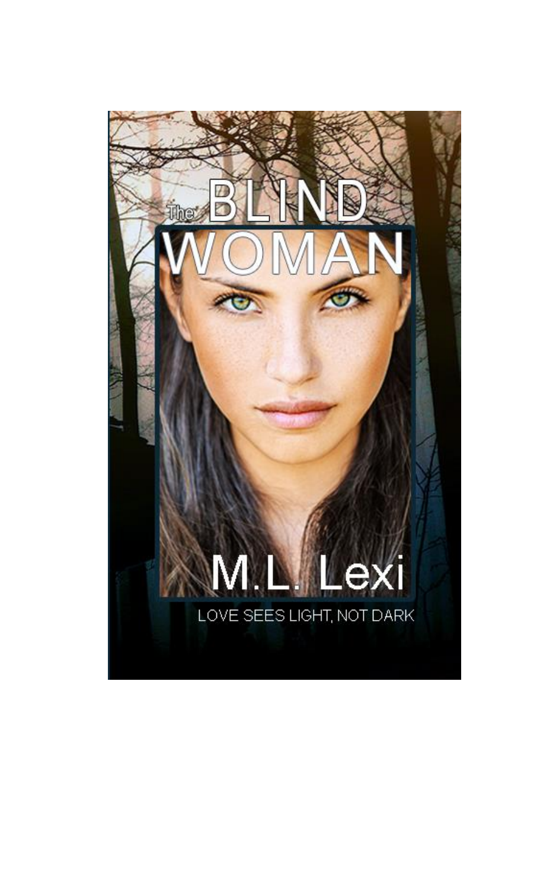# The BLIND WOMAN

M.L. Lexi

LOVE SEES LIGHT, NOT DARK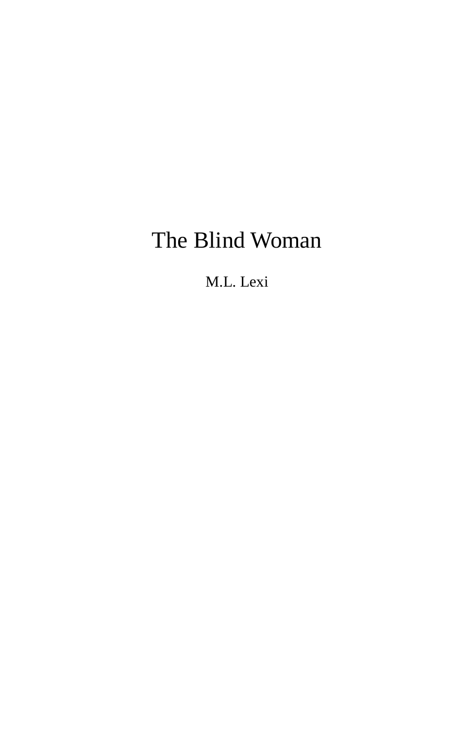# The Blind Woman

M.L. Lexi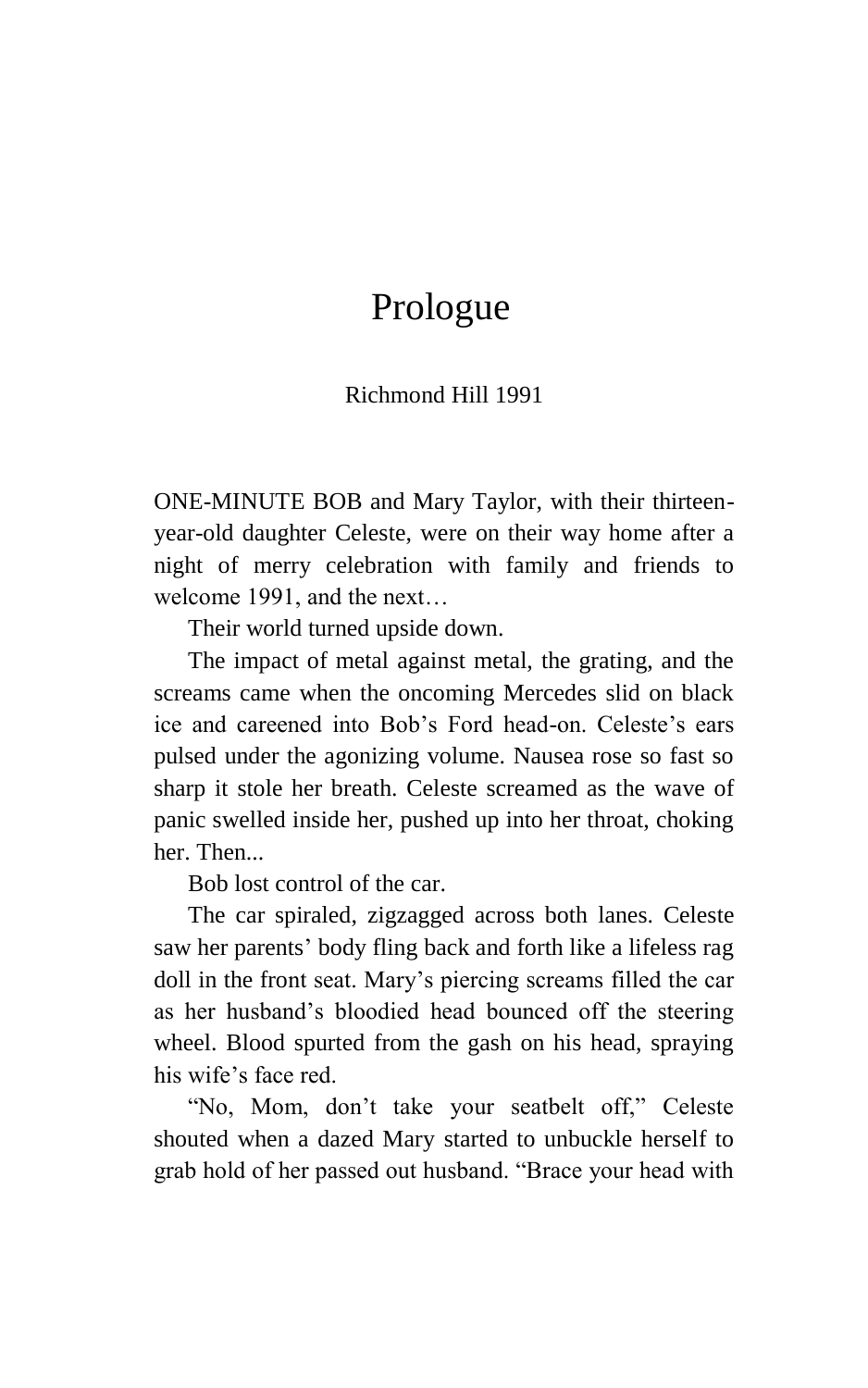# Prologue

Richmond Hill 1991

ONE-MINUTE BOB and Mary Taylor, with their thirteen-year-old daughter Celeste, were on their way home after a night of merry celebration with family and friends to welcome 1991, and the next…

Their world turned upside down.

The impact of metal against metal, the grating, and the screams came when the oncoming Mercedes slid on black ice and careened into Bob's Ford head-on. Celeste's ears pulsed under the agonizing volume. Nausea rose so fast so sharp it stole her breath. Celeste screamed as the wave of panic swelled inside her, pushed up into her throat, choking her. Then...

Bob lost control of the car.

The car spiraled, zigzagged across both lanes. Celeste saw her parents' body fling back and forth like a lifeless rag doll in the front seat. Mary's piercing screams filled the car as her husband's bloodied head bounced off the steering wheel. Blood spurted from the gash on his head, spraying his wife's face red.

"No, Mom, don't take your seatbelt off," Celeste shouted when a dazed Mary started to unbuckle herself to grab hold of her passed out husband. "Brace your head with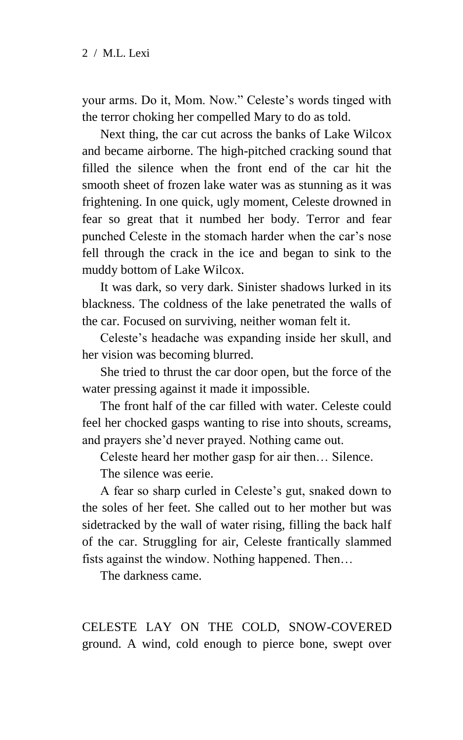your arms. Do it, Mom. Now." Celeste's words tinged with the terror choking her compelled Mary to do as told.

Next thing, the car cut across the banks of Lake Wilcox and became airborne. The high-pitched cracking sound that filled the silence when the front end of the car hit the smooth sheet of frozen lake water was as stunning as it was frightening. In one quick, ugly moment, Celeste drowned in fear so great that it numbed her body. Terror and fear punched Celeste in the stomach harder when the car's nose fell through the crack in the ice and began to sink to the muddy bottom of Lake Wilcox.

It was dark, so very dark. Sinister shadows lurked in its blackness. The coldness of the lake penetrated the walls of the car. Focused on surviving, neither woman felt it.

Celeste's headache was expanding inside her skull, and her vision was becoming blurred.

She tried to thrust the car door open, but the force of the water pressing against it made it impossible.

The front half of the car filled with water. Celeste could feel her chocked gasps wanting to rise into shouts, screams, and prayers she'd never prayed. Nothing came out.

Celeste heard her mother gasp for air then… Silence.

The silence was eerie.

A fear so sharp curled in Celeste's gut, snaked down to the soles of her feet. She called out to her mother but was sidetracked by the wall of water rising, filling the back half of the car. Struggling for air, Celeste frantically slammed fists against the window. Nothing happened. Then…

The darkness came.

CELESTE LAY ON THE COLD, SNOW-COVERED ground. A wind, cold enough to pierce bone, swept over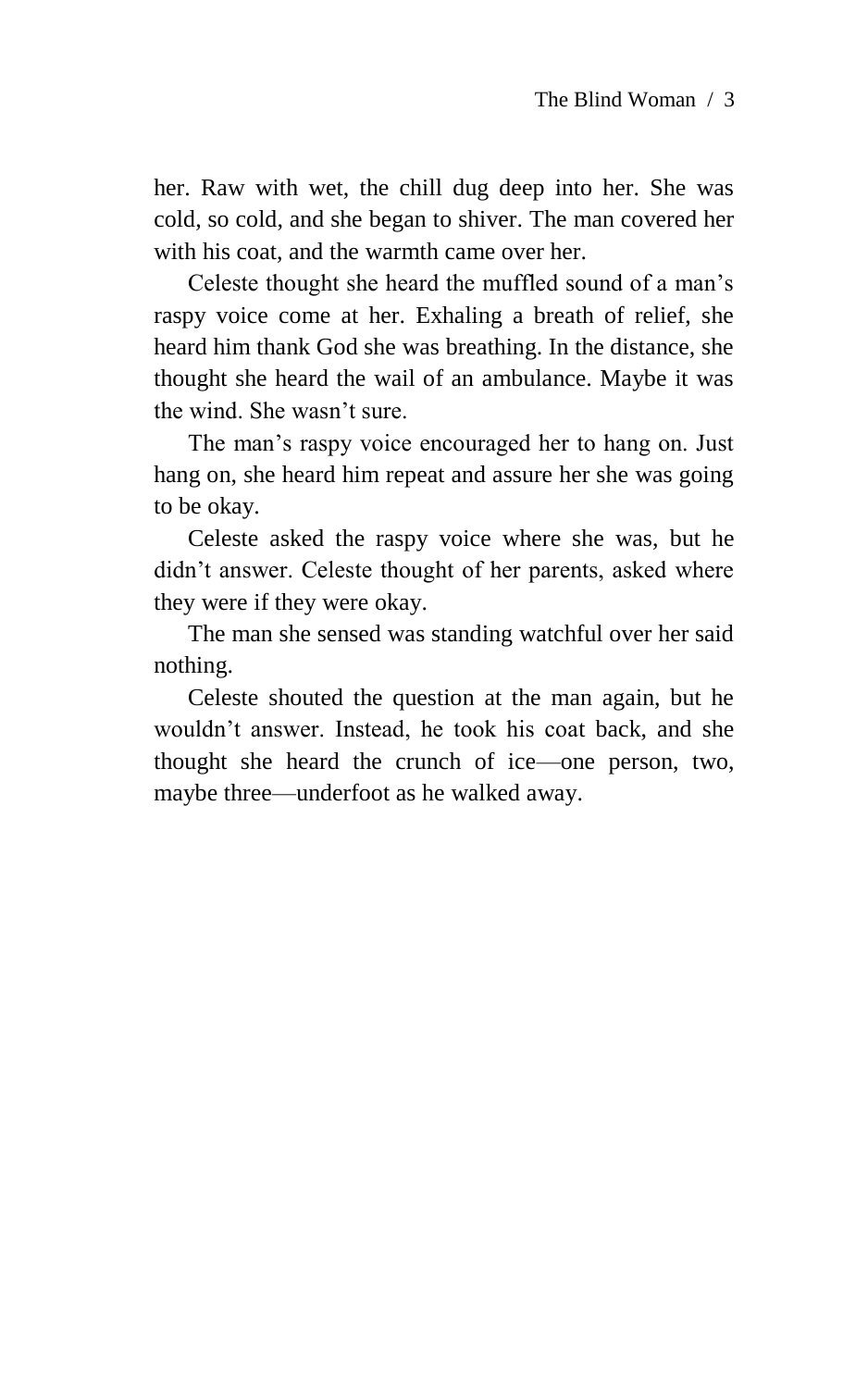her. Raw with wet, the chill dug deep into her. She was cold, so cold, and she began to shiver. The man covered her with his coat, and the warmth came over her.

Celeste thought she heard the muffled sound of a man's raspy voice come at her. Exhaling a breath of relief, she heard him thank God she was breathing. In the distance, she thought she heard the wail of an ambulance. Maybe it was the wind. She wasn't sure.

The man's raspy voice encouraged her to hang on. Just hang on, she heard him repeat and assure her she was going to be okay.

Celeste asked the raspy voice where she was, but he didn't answer. Celeste thought of her parents, asked where they were if they were okay.

The man she sensed was standing watchful over her said nothing.

Celeste shouted the question at the man again, but he wouldn't answer. Instead, he took his coat back, and she thought she heard the crunch of ice—one person, two, maybe three—underfoot as he walked away.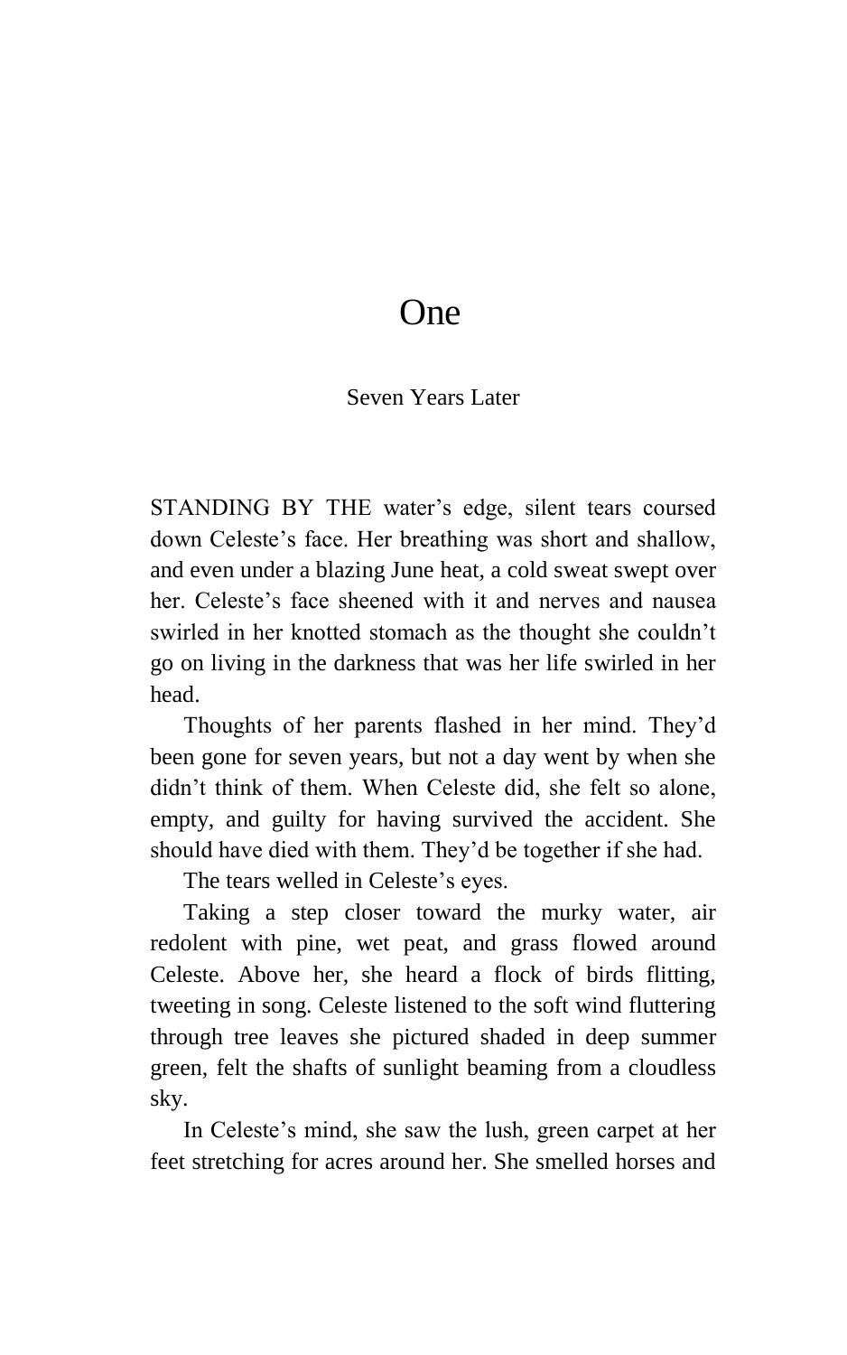# One

Seven Years Later

STANDING BY THE water's edge, silent tears coursed down Celeste's face. Her breathing was short and shallow, and even under a blazing June heat, a cold sweat swept over her. Celeste's face sheened with it and nerves and nausea swirled in her knotted stomach as the thought she couldn't go on living in the darkness that was her life swirled in her head.

Thoughts of her parents flashed in her mind. They'd been gone for seven years, but not a day went by when she didn't think of them. When Celeste did, she felt so alone, empty, and guilty for having survived the accident. She should have died with them. They'd be together if she had.

The tears welled in Celeste's eyes.

Taking a step closer toward the murky water, air redolent with pine, wet peat, and grass flowed around Celeste. Above her, she heard a flock of birds flitting, tweeting in song. Celeste listened to the soft wind fluttering through tree leaves she pictured shaded in deep summer green, felt the shafts of sunlight beaming from a cloudless sky.

In Celeste's mind, she saw the lush, green carpet at her feet stretching for acres around her. She smelled horses and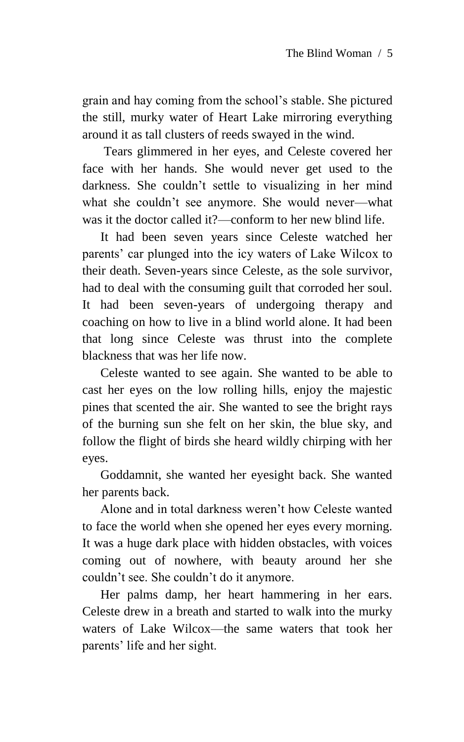grain and hay coming from the school's stable. She pictured the still, murky water of Heart Lake mirroring everything around it as tall clusters of reeds swayed in the wind.

Tears glimmered in her eyes, and Celeste covered her face with her hands. She would never get used to the darkness. She couldn't settle to visualizing in her mind what she couldn't see anymore. She would never—what was it the doctor called it?—conform to her new blind life.

It had been seven years since Celeste watched her parents' car plunged into the icy waters of Lake Wilcox to their death. Seven-years since Celeste, as the sole survivor, had to deal with the consuming guilt that corroded her soul. It had been seven-years of undergoing therapy and coaching on how to live in a blind world alone. It had been that long since Celeste was thrust into the complete blackness that was her life now.

Celeste wanted to see again. She wanted to be able to cast her eyes on the low rolling hills, enjoy the majestic pines that scented the air. She wanted to see the bright rays of the burning sun she felt on her skin, the blue sky, and follow the flight of birds she heard wildly chirping with her eyes.

Goddamnit, she wanted her eyesight back. She wanted her parents back.

Alone and in total darkness weren't how Celeste wanted to face the world when she opened her eyes every morning. It was a huge dark place with hidden obstacles, with voices coming out of nowhere, with beauty around her she couldn't see. She couldn't do it anymore.

Her palms damp, her heart hammering in her ears. Celeste drew in a breath and started to walk into the murky waters of Lake Wilcox—the same waters that took her parents' life and her sight.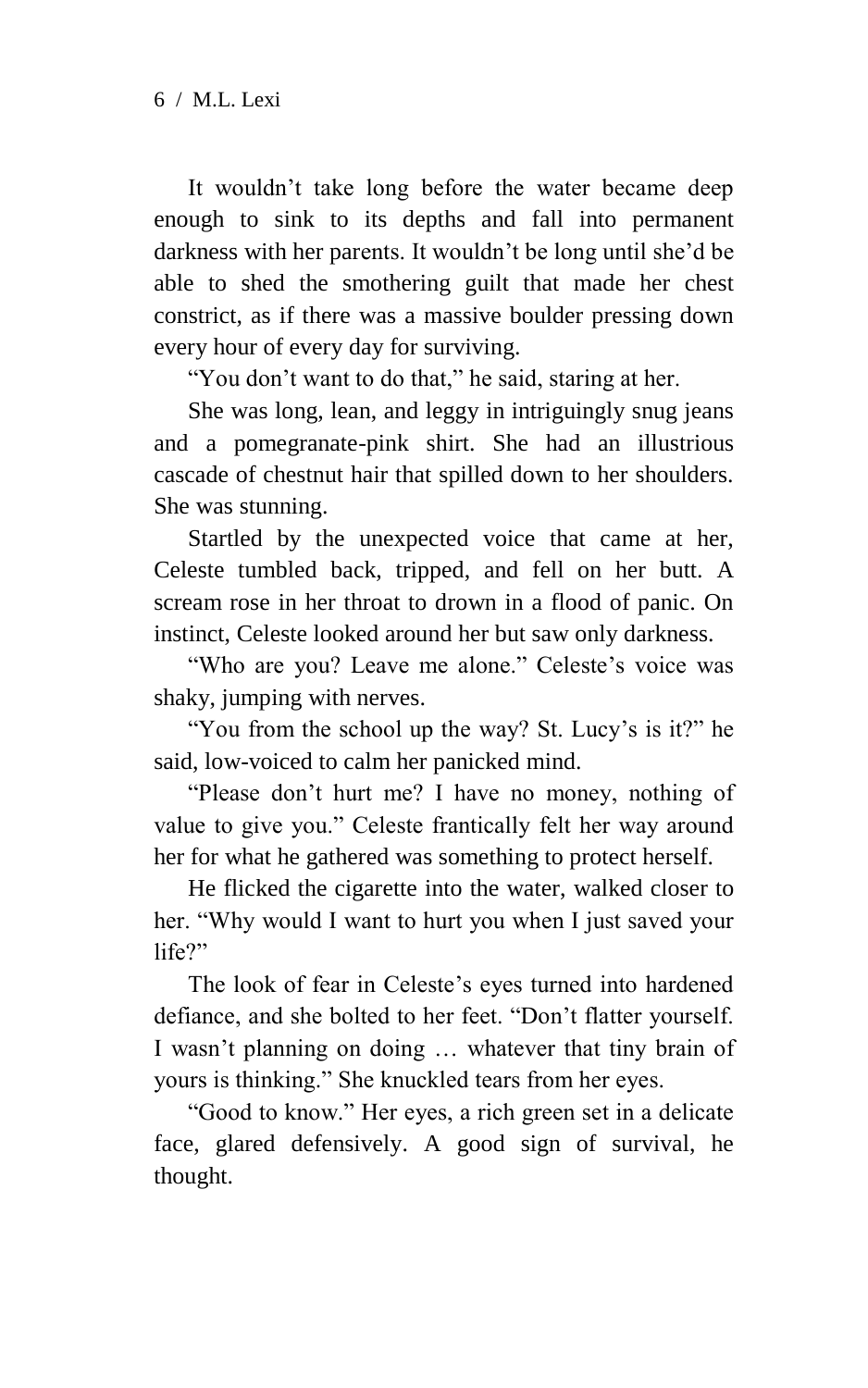It wouldn't take long before the water became deep enough to sink to its depths and fall into permanent darkness with her parents. It wouldn't be long until she'd be able to shed the smothering guilt that made her chest constrict, as if there was a massive boulder pressing down every hour of every day for surviving.

"You don't want to do that," he said, staring at her.

She was long, lean, and leggy in intriguingly snug jeans and a pomegranate-pink shirt. She had an illustrious cascade of chestnut hair that spilled down to her shoulders. She was stunning.

Startled by the unexpected voice that came at her, Celeste tumbled back, tripped, and fell on her butt. A scream rose in her throat to drown in a flood of panic. On instinct, Celeste looked around her but saw only darkness.

"Who are you? Leave me alone." Celeste's voice was shaky, jumping with nerves.

"You from the school up the way? St. Lucy's is it?" he said, low-voiced to calm her panicked mind.

"Please don't hurt me? I have no money, nothing of value to give you." Celeste frantically felt her way around her for what he gathered was something to protect herself.

He flicked the cigarette into the water, walked closer to her. "Why would I want to hurt you when I just saved your life?"

The look of fear in Celeste's eyes turned into hardened defiance, and she bolted to her feet. "Don't flatter yourself. I wasn't planning on doing … whatever that tiny brain of yours is thinking." She knuckled tears from her eyes.

"Good to know." Her eyes, a rich green set in a delicate face, glared defensively. A good sign of survival, he thought.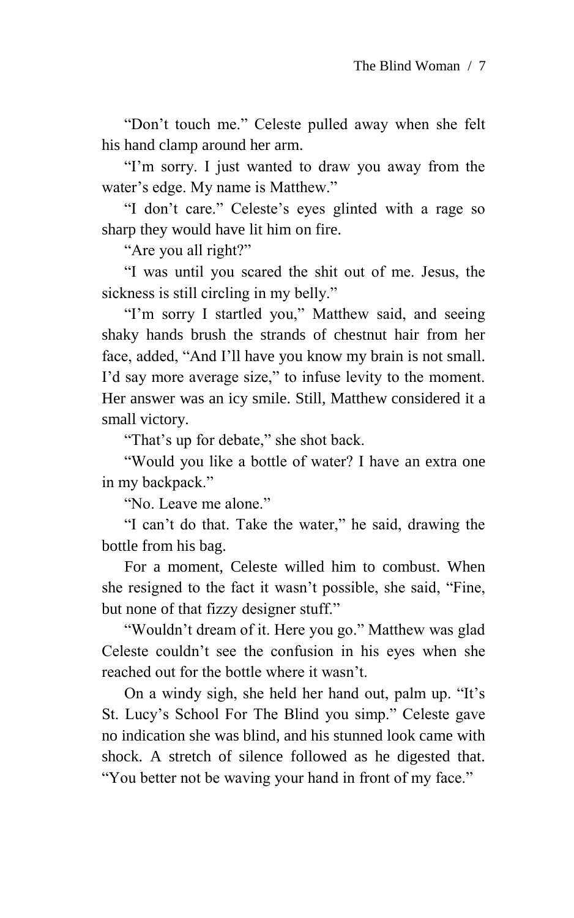"Don't touch me." Celeste pulled away when she felt his hand clamp around her arm.

"I'm sorry. I just wanted to draw you away from the water's edge. My name is Matthew."

"I don't care." Celeste's eyes glinted with a rage so sharp they would have lit him on fire.

"Are you all right?"

"I was until you scared the shit out of me. Jesus, the sickness is still circling in my belly."

"I'm sorry I startled you," Matthew said, and seeing shaky hands brush the strands of chestnut hair from her face, added, "And I'll have you know my brain is not small. I'd say more average size," to infuse levity to the moment. Her answer was an icy smile. Still, Matthew considered it a small victory.

"That's up for debate," she shot back.

"Would you like a bottle of water? I have an extra one in my backpack."

"No. Leave me alone."

"I can't do that. Take the water," he said, drawing the bottle from his bag.

For a moment, Celeste willed him to combust. When she resigned to the fact it wasn't possible, she said, "Fine, but none of that fizzy designer stuff."

"Wouldn't dream of it. Here you go." Matthew was glad Celeste couldn't see the confusion in his eyes when she reached out for the bottle where it wasn't.

On a windy sigh, she held her hand out, palm up. "It's St. Lucy's School For The Blind you simp." Celeste gave no indication she was blind, and his stunned look came with shock. A stretch of silence followed as he digested that. "You better not be waving your hand in front of my face."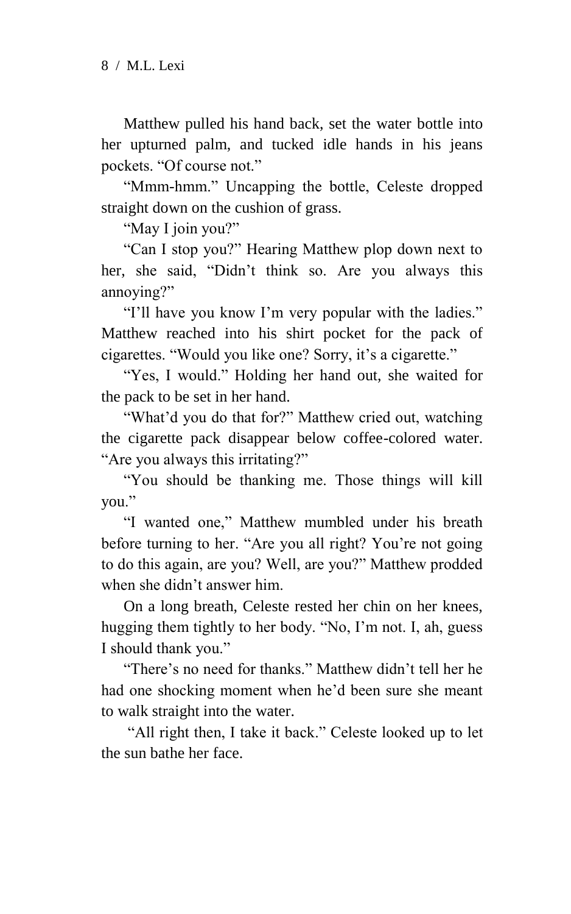Matthew pulled his hand back, set the water bottle into her upturned palm, and tucked idle hands in his jeans pockets. “Of course not.”

“Mmm-hmm.” Uncapping the bottle, Celeste dropped straight down on the cushion of grass.

“May I join you?”

“Can I stop you?” Hearing Matthew plop down next to her, she said, “Didn’t think so. Are you always this annoying?”

“I’ll have you know I’m very popular with the ladies.” Matthew reached into his shirt pocket for the pack of cigarettes. “Would you like one? Sorry, it’s a cigarette.”

“Yes, I would.” Holding her hand out, she waited for the pack to be set in her hand.

“What’d you do that for?” Matthew cried out, watching the cigarette pack disappear below coffee-colored water. “Are you always this irritating?”

“You should be thanking me. Those things will kill you.”

“I wanted one,” Matthew mumbled under his breath before turning to her. “Are you all right? You’re not going to do this again, are you? Well, are you?” Matthew prodded when she didn’t answer him.

On a long breath, Celeste rested her chin on her knees, hugging them tightly to her body. “No, I’m not. I, ah, guess I should thank you.”

“There’s no need for thanks.” Matthew didn’t tell her he had one shocking moment when he’d been sure she meant to walk straight into the water.

“All right then, I take it back.” Celeste looked up to let the sun bathe her face.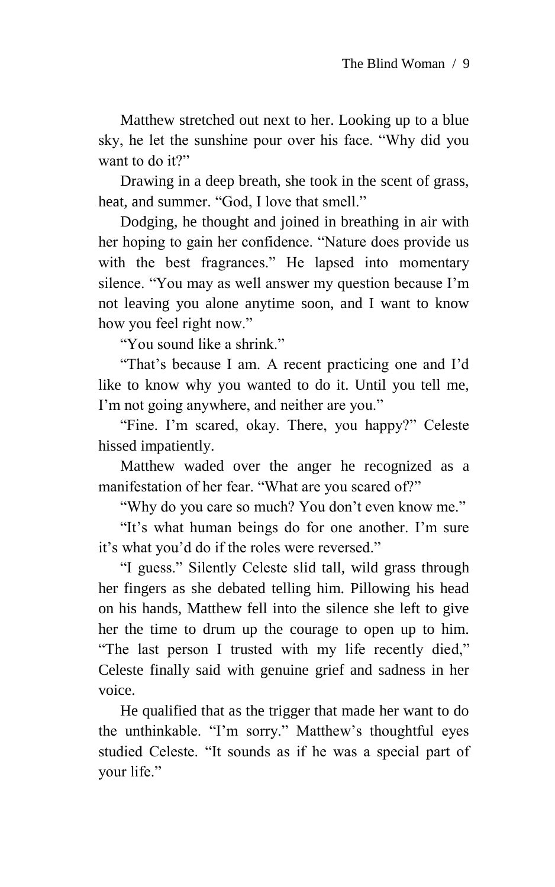Matthew stretched out next to her. Looking up to a blue sky, he let the sunshine pour over his face. "Why did you want to do it?"

Drawing in a deep breath, she took in the scent of grass, heat, and summer. "God, I love that smell."

Dodging, he thought and joined in breathing in air with her hoping to gain her confidence. "Nature does provide us with the best fragrances." He lapsed into momentary silence. "You may as well answer my question because I'm not leaving you alone anytime soon, and I want to know how you feel right now."

"You sound like a shrink."

"That's because I am. A recent practicing one and I'd like to know why you wanted to do it. Until you tell me, I'm not going anywhere, and neither are you."

"Fine. I'm scared, okay. There, you happy?" Celeste hissed impatiently.

Matthew waded over the anger he recognized as a manifestation of her fear. "What are you scared of?"

"Why do you care so much? You don't even know me."

"It's what human beings do for one another. I'm sure it's what you'd do if the roles were reversed."

"I guess." Silently Celeste slid tall, wild grass through her fingers as she debated telling him. Pillowing his head on his hands, Matthew fell into the silence she left to give her the time to drum up the courage to open up to him. "The last person I trusted with my life recently died," Celeste finally said with genuine grief and sadness in her voice.

He qualified that as the trigger that made her want to do the unthinkable. "I'm sorry." Matthew's thoughtful eyes studied Celeste. "It sounds as if he was a special part of your life."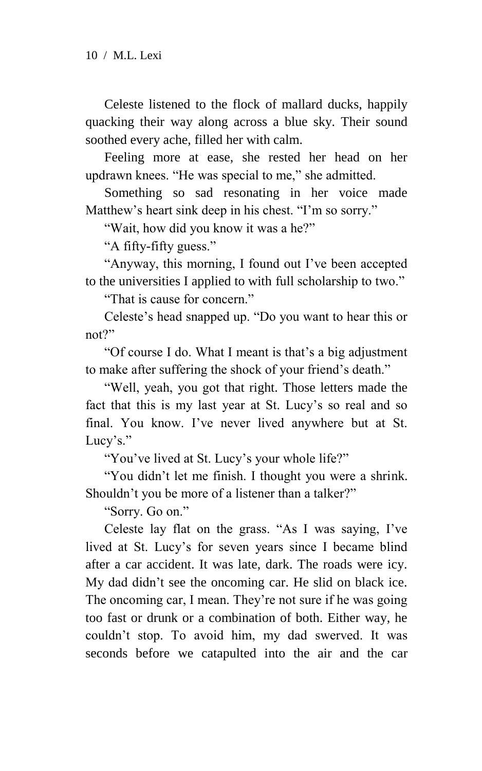Celeste listened to the flock of mallard ducks, happily quacking their way along across a blue sky. Their sound soothed every ache, filled her with calm.

Feeling more at ease, she rested her head on her updrawn knees. "He was special to me," she admitted.

Something so sad resonating in her voice made Matthew's heart sink deep in his chest. "I'm so sorry."

"Wait, how did you know it was a he?"

"A fifty-fifty guess."

"Anyway, this morning, I found out I've been accepted to the universities I applied to with full scholarship to two."

"That is cause for concern."

Celeste's head snapped up. "Do you want to hear this or not?"

"Of course I do. What I meant is that's a big adjustment to make after suffering the shock of your friend's death."

"Well, yeah, you got that right. Those letters made the fact that this is my last year at St. Lucy's so real and so final. You know. I've never lived anywhere but at St. Lucy's."

"You've lived at St. Lucy's your whole life?"

"You didn't let me finish. I thought you were a shrink. Shouldn't you be more of a listener than a talker?"

"Sorry. Go on."

Celeste lay flat on the grass. "As I was saying, I've lived at St. Lucy's for seven years since I became blind after a car accident. It was late, dark. The roads were icy. My dad didn't see the oncoming car. He slid on black ice. The oncoming car, I mean. They're not sure if he was going too fast or drunk or a combination of both. Either way, he couldn't stop. To avoid him, my dad swerved. It was seconds before we catapulted into the air and the car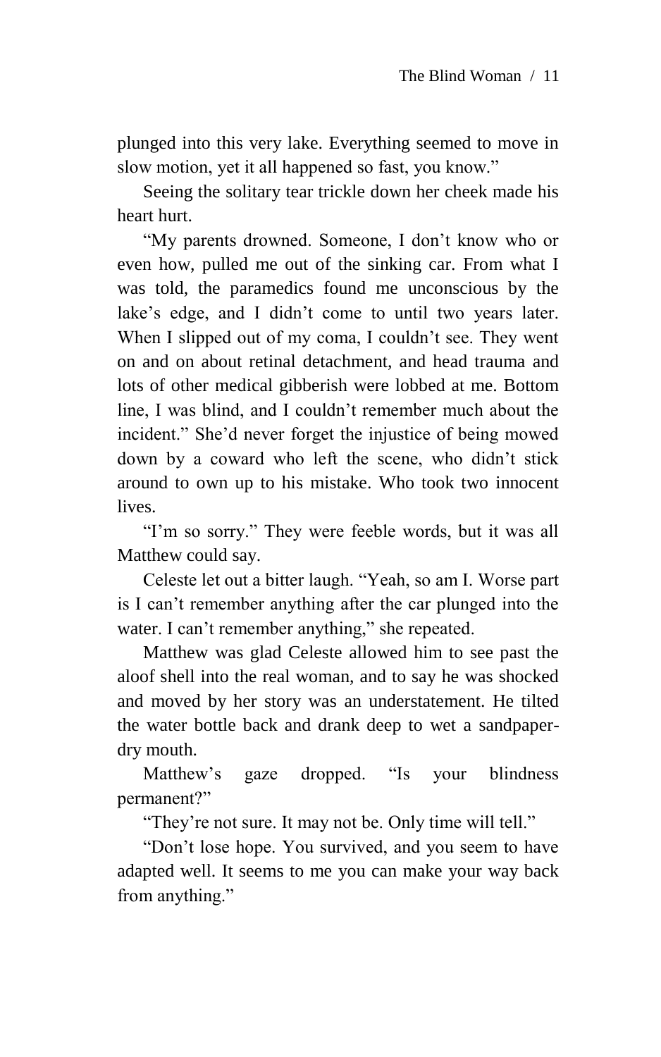plunged into this very lake. Everything seemed to move in slow motion, yet it all happened so fast, you know."

Seeing the solitary tear trickle down her cheek made his heart hurt.

"My parents drowned. Someone, I don't know who or even how, pulled me out of the sinking car. From what I was told, the paramedics found me unconscious by the lake's edge, and I didn't come to until two years later. When I slipped out of my coma, I couldn't see. They went on and on about retinal detachment, and head trauma and lots of other medical gibberish were lobbed at me. Bottom line, I was blind, and I couldn't remember much about the incident." She'd never forget the injustice of being mowed down by a coward who left the scene, who didn't stick around to own up to his mistake. Who took two innocent lives.

"I'm so sorry." They were feeble words, but it was all Matthew could say.

Celeste let out a bitter laugh. "Yeah, so am I. Worse part is I can't remember anything after the car plunged into the water. I can't remember anything," she repeated.

Matthew was glad Celeste allowed him to see past the aloof shell into the real woman, and to say he was shocked and moved by her story was an understatement. He tilted the water bottle back and drank deep to wet a sandpaper-dry mouth.

Matthew's gaze dropped. "Is your blindness permanent?"

"They're not sure. It may not be. Only time will tell."

"Don't lose hope. You survived, and you seem to have adapted well. It seems to me you can make your way back from anything."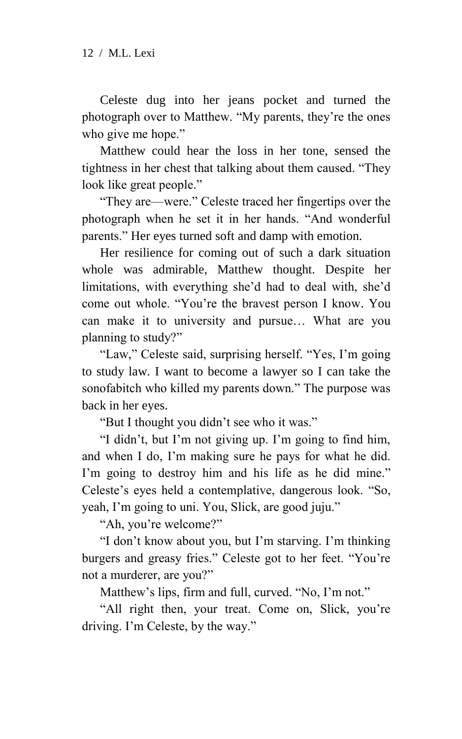Celeste dug into her jeans pocket and turned the photograph over to Matthew. “My parents, they’re the ones who give me hope.”

Matthew could hear the loss in her tone, sensed the tightness in her chest that talking about them caused. “They look like great people.”

“They are—were.” Celeste traced her fingertips over the photograph when he set it in her hands. “And wonderful parents.” Her eyes turned soft and damp with emotion.

Her resilience for coming out of such a dark situation whole was admirable, Matthew thought. Despite her limitations, with everything she’d had to deal with, she’d come out whole. “You’re the bravest person I know. You can make it to university and pursue… What are you planning to study?”

“Law,” Celeste said, surprising herself. “Yes, I’m going to study law. I want to become a lawyer so I can take the sonofabitch who killed my parents down.” The purpose was back in her eyes.

“But I thought you didn’t see who it was.”

“I didn’t, but I’m not giving up. I’m going to find him, and when I do, I’m making sure he pays for what he did. I’m going to destroy him and his life as he did mine.” Celeste’s eyes held a contemplative, dangerous look. “So, yeah, I’m going to uni. You, Slick, are good juju.”

“Ah, you’re welcome?”

“I don’t know about you, but I’m starving. I’m thinking burgers and greasy fries.” Celeste got to her feet. “You’re not a murderer, are you?”

Matthew’s lips, firm and full, curved. “No, I’m not.”

“All right then, your treat. Come on, Slick, you’re driving. I’m Celeste, by the way.”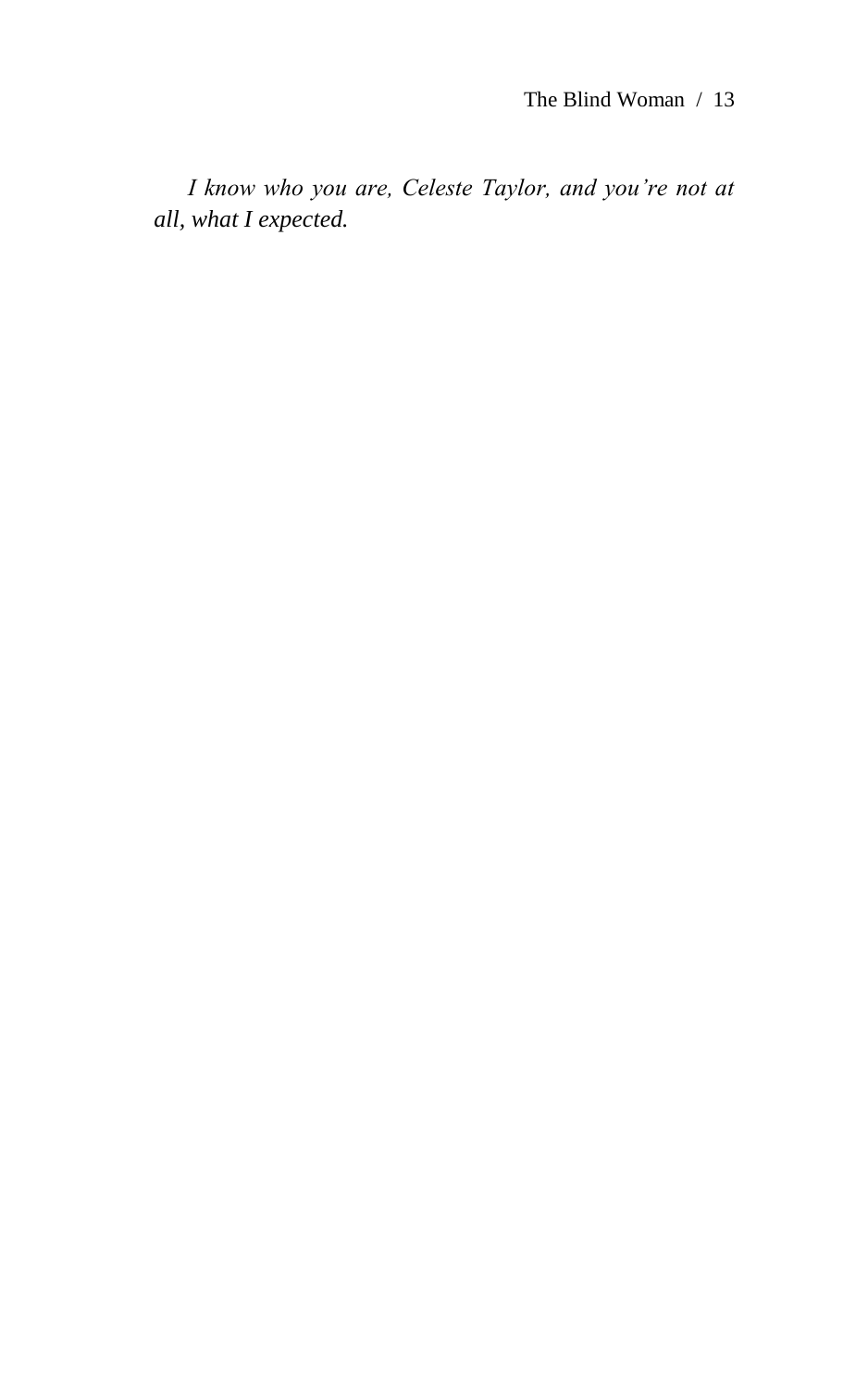*I know who you are, Celeste Taylor, and you're not at all, what I expected.*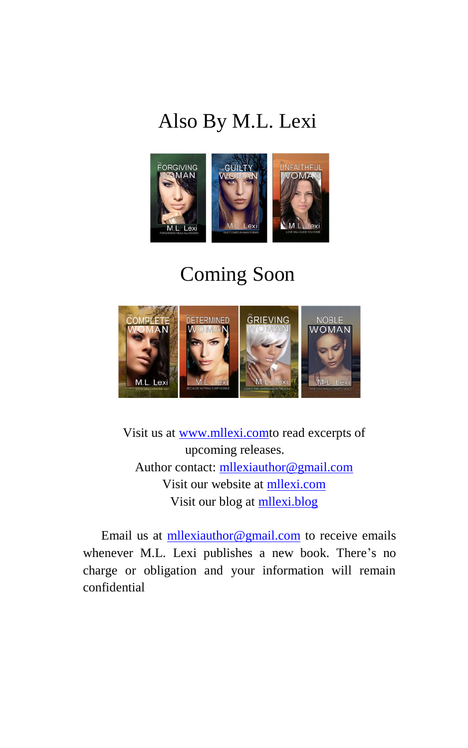# Also By M.L. Lexi

# Coming Soon

Visit us at www.mllexi.comto read excerpts of upcoming releases.
Author contact: mllexiauthor@gmail.com
Visit our website at mllexi.com
Visit our blog at mllexi.blog

Email us at mllexiauthor@gmail.com to receive emails whenever M.L. Lexi publishes a new book. There's no charge or obligation and your information will remain confidential